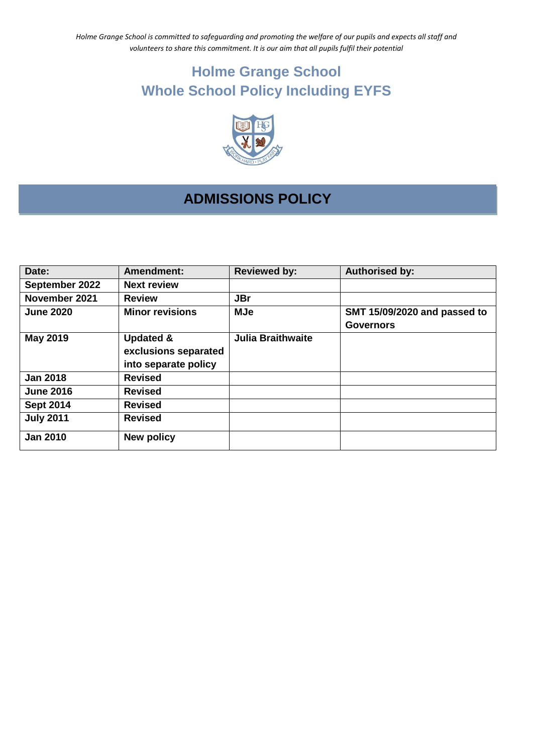*Holme Grange School is committed to safeguarding and promoting the welfare of our pupils and expects all staff and volunteers to share this commitment. It is our aim that all pupils fulfil their potential*

# Holme Grange School
# Whole School Policy Including EYFS

## ADMISSIONS POLICY

| Date: | Amendment: | Reviewed by: | Authorised by: |
|---|---|---|---|
| September 2022 | Next review | | |
| November 2021 | Review | JBr | |
| June 2020 | Minor revisions | MJe | SMT 15/09/2020 and passed to Governors |
| May 2019 | Updated & exclusions separated into separate policy | Julia Braithwaite | |
| Jan 2018 | Revised | | |
| June 2016 | Revised | | |
| Sept 2014 | Revised | | |
| July 2011 | Revised | | |
| Jan 2010 | New policy | | |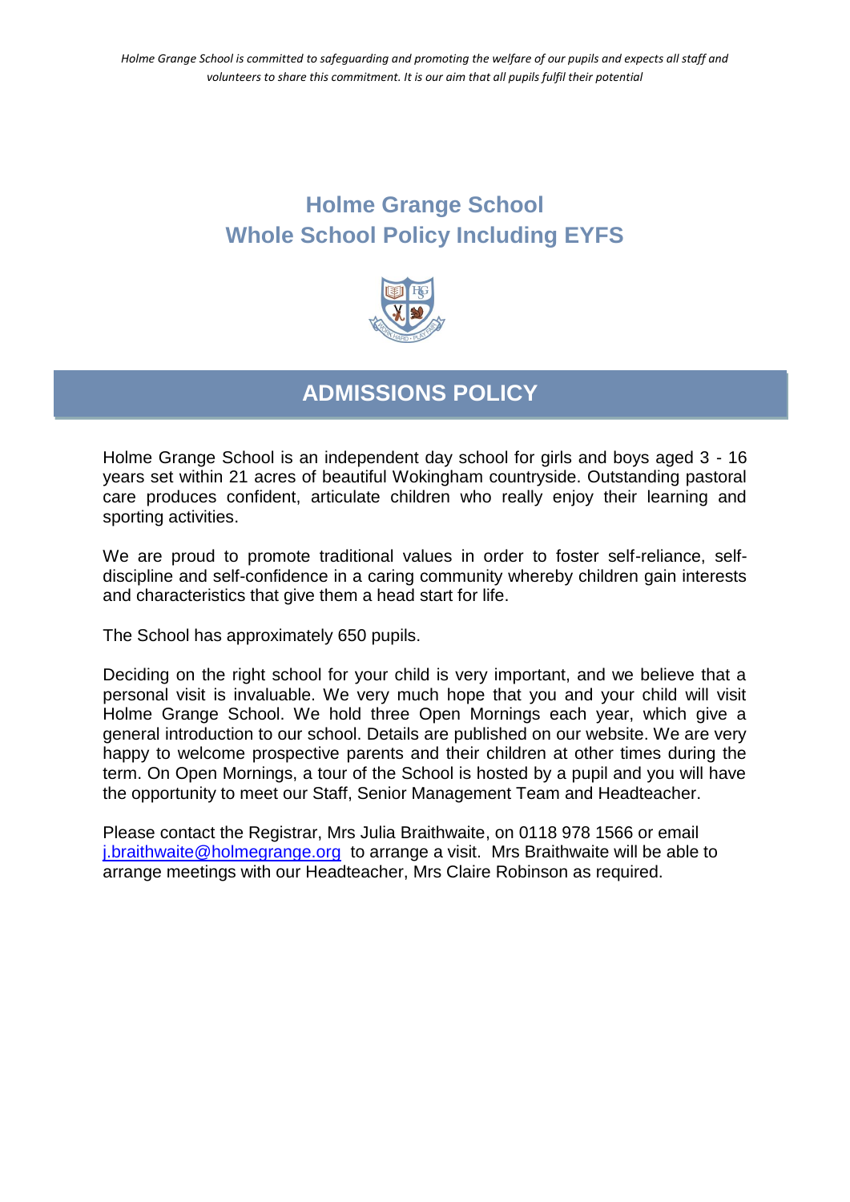*Holme Grange School is committed to safeguarding and promoting the welfare of our pupils and expects all staff and volunteers to share this commitment. It is our aim that all pupils fulfil their potential*

# Holme Grange School
# Whole School Policy Including EYFS

## ADMISSIONS POLICY

Holme Grange School is an independent day school for girls and boys aged 3 - 16 years set within 21 acres of beautiful Wokingham countryside. Outstanding pastoral care produces confident, articulate children who really enjoy their learning and sporting activities.

We are proud to promote traditional values in order to foster self-reliance, self-discipline and self-confidence in a caring community whereby children gain interests and characteristics that give them a head start for life.

The School has approximately 650 pupils.

Deciding on the right school for your child is very important, and we believe that a personal visit is invaluable. We very much hope that you and your child will visit Holme Grange School. We hold three Open Mornings each year, which give a general introduction to our school. Details are published on our website. We are very happy to welcome prospective parents and their children at other times during the term. On Open Mornings, a tour of the School is hosted by a pupil and you will have the opportunity to meet our Staff, Senior Management Team and Headteacher.

Please contact the Registrar, Mrs Julia Braithwaite, on 0118 978 1566 or email j.braithwaite@holmegrange.org to arrange a visit. Mrs Braithwaite will be able to arrange meetings with our Headteacher, Mrs Claire Robinson as required.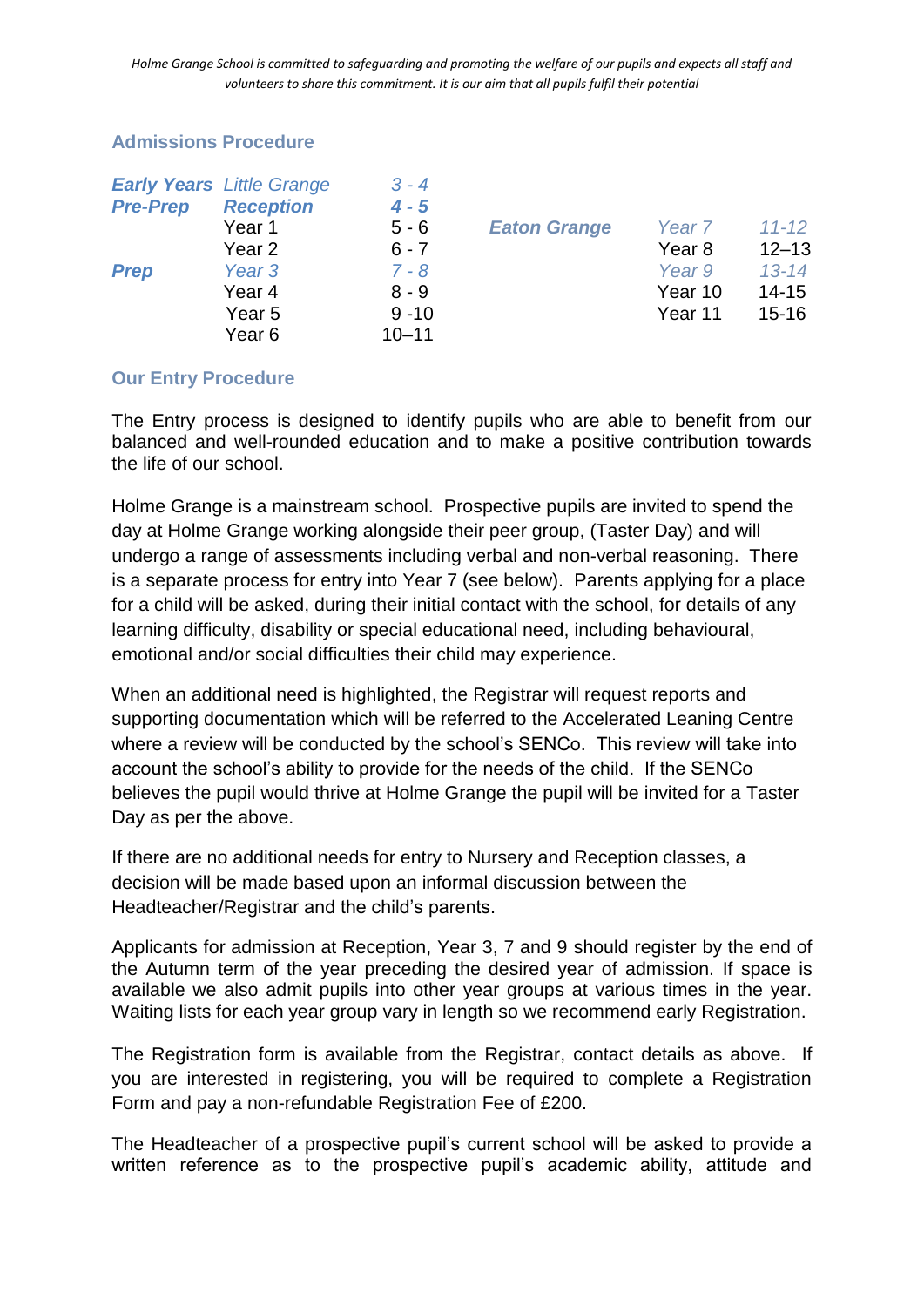*Holme Grange School is committed to safeguarding and promoting the welfare of our pupils and expects all staff and volunteers to share this commitment. It is our aim that all pupils fulfil their potential*

## Admissions Procedure

| | | | | | |
|---|---|---|---|---|---|
| ***Early Years*** | *Little Grange* | *3 - 4* | | | |
| ***Pre-Prep*** | ***Reception*** | ***4 - 5*** | | | |
| | Year 1 | 5 - 6 | ***Eaton Grange*** | *Year 7* | *11-12* |
| | Year 2 | 6 - 7 | | Year 8 | 12–13 |
| ***Prep*** | *Year 3* | *7 - 8* | | *Year 9* | *13-14* |
| | Year 4 | 8 - 9 | | Year 10 | 14-15 |
| | Year 5 | 9 -10 | | Year 11 | 15-16 |
| | Year 6 | 10–11 | | | |

## Our Entry Procedure

The Entry process is designed to identify pupils who are able to benefit from our balanced and well-rounded education and to make a positive contribution towards the life of our school.

Holme Grange is a mainstream school. Prospective pupils are invited to spend the day at Holme Grange working alongside their peer group, (Taster Day) and will undergo a range of assessments including verbal and non-verbal reasoning. There is a separate process for entry into Year 7 (see below). Parents applying for a place for a child will be asked, during their initial contact with the school, for details of any learning difficulty, disability or special educational need, including behavioural, emotional and/or social difficulties their child may experience.

When an additional need is highlighted, the Registrar will request reports and supporting documentation which will be referred to the Accelerated Leaning Centre where a review will be conducted by the school's SENCo. This review will take into account the school's ability to provide for the needs of the child. If the SENCo believes the pupil would thrive at Holme Grange the pupil will be invited for a Taster Day as per the above.

If there are no additional needs for entry to Nursery and Reception classes, a decision will be made based upon an informal discussion between the Headteacher/Registrar and the child's parents.

Applicants for admission at Reception, Year 3, 7 and 9 should register by the end of the Autumn term of the year preceding the desired year of admission. If space is available we also admit pupils into other year groups at various times in the year. Waiting lists for each year group vary in length so we recommend early Registration.

The Registration form is available from the Registrar, contact details as above. If you are interested in registering, you will be required to complete a Registration Form and pay a non-refundable Registration Fee of £200.

The Headteacher of a prospective pupil's current school will be asked to provide a written reference as to the prospective pupil's academic ability, attitude and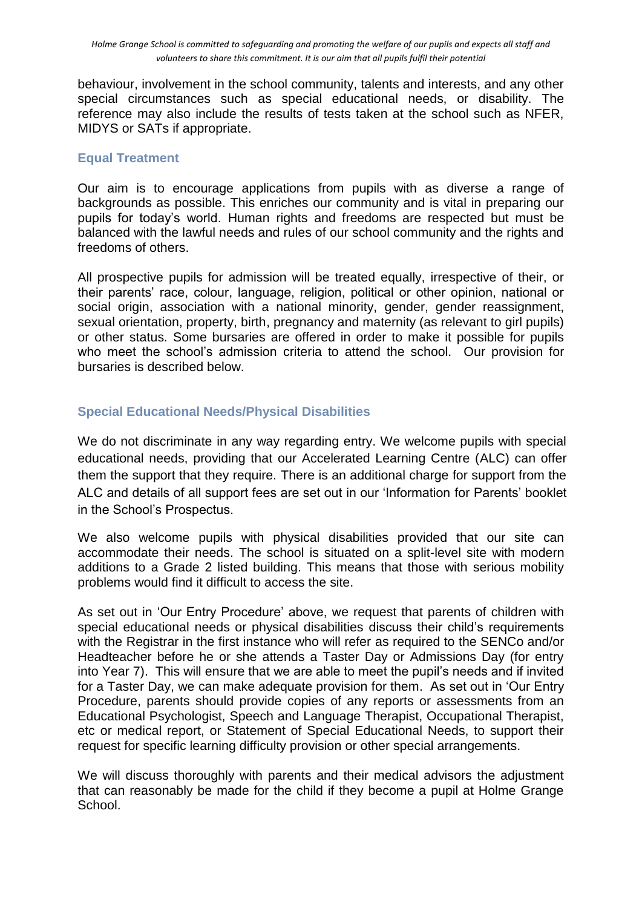behaviour, involvement in the school community, talents and interests, and any other special circumstances such as special educational needs, or disability. The reference may also include the results of tests taken at the school such as NFER, MIDYS or SATs if appropriate.

### Equal Treatment

Our aim is to encourage applications from pupils with as diverse a range of backgrounds as possible. This enriches our community and is vital in preparing our pupils for today's world. Human rights and freedoms are respected but must be balanced with the lawful needs and rules of our school community and the rights and freedoms of others.

All prospective pupils for admission will be treated equally, irrespective of their, or their parents' race, colour, language, religion, political or other opinion, national or social origin, association with a national minority, gender, gender reassignment, sexual orientation, property, birth, pregnancy and maternity (as relevant to girl pupils) or other status. Some bursaries are offered in order to make it possible for pupils who meet the school's admission criteria to attend the school. Our provision for bursaries is described below.

### Special Educational Needs/Physical Disabilities

We do not discriminate in any way regarding entry. We welcome pupils with special educational needs, providing that our Accelerated Learning Centre (ALC) can offer them the support that they require. There is an additional charge for support from the ALC and details of all support fees are set out in our 'Information for Parents' booklet in the School's Prospectus.

We also welcome pupils with physical disabilities provided that our site can accommodate their needs. The school is situated on a split-level site with modern additions to a Grade 2 listed building. This means that those with serious mobility problems would find it difficult to access the site.

As set out in 'Our Entry Procedure' above, we request that parents of children with special educational needs or physical disabilities discuss their child's requirements with the Registrar in the first instance who will refer as required to the SENCo and/or Headteacher before he or she attends a Taster Day or Admissions Day (for entry into Year 7). This will ensure that we are able to meet the pupil's needs and if invited for a Taster Day, we can make adequate provision for them. As set out in 'Our Entry Procedure, parents should provide copies of any reports or assessments from an Educational Psychologist, Speech and Language Therapist, Occupational Therapist, etc or medical report, or Statement of Special Educational Needs, to support their request for specific learning difficulty provision or other special arrangements.

We will discuss thoroughly with parents and their medical advisors the adjustment that can reasonably be made for the child if they become a pupil at Holme Grange School.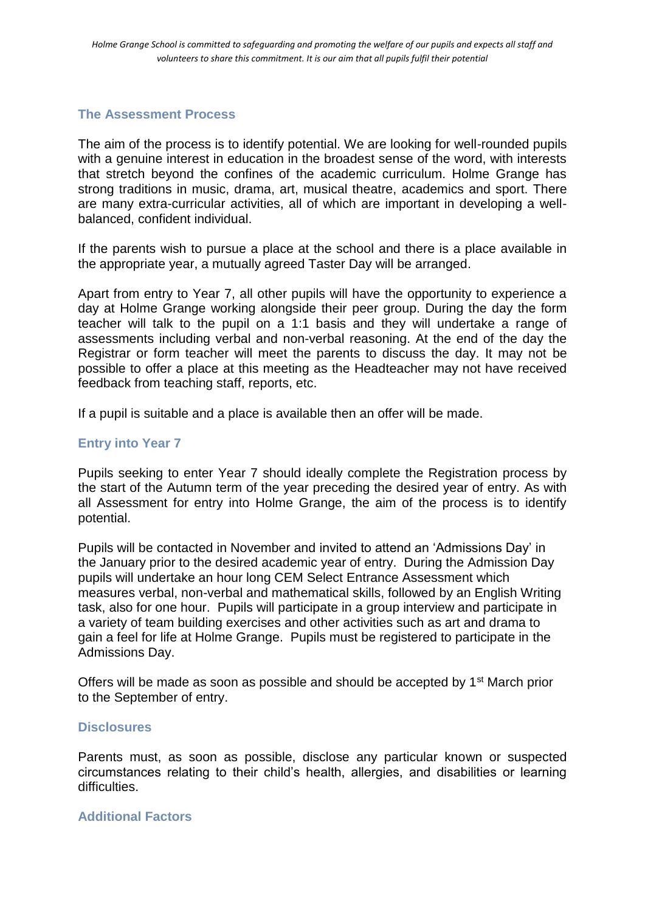## The Assessment Process

The aim of the process is to identify potential. We are looking for well-rounded pupils with a genuine interest in education in the broadest sense of the word, with interests that stretch beyond the confines of the academic curriculum. Holme Grange has strong traditions in music, drama, art, musical theatre, academics and sport. There are many extra-curricular activities, all of which are important in developing a well-balanced, confident individual.

If the parents wish to pursue a place at the school and there is a place available in the appropriate year, a mutually agreed Taster Day will be arranged.

Apart from entry to Year 7, all other pupils will have the opportunity to experience a day at Holme Grange working alongside their peer group. During the day the form teacher will talk to the pupil on a 1:1 basis and they will undertake a range of assessments including verbal and non-verbal reasoning. At the end of the day the Registrar or form teacher will meet the parents to discuss the day. It may not be possible to offer a place at this meeting as the Headteacher may not have received feedback from teaching staff, reports, etc.

If a pupil is suitable and a place is available then an offer will be made.

## Entry into Year 7

Pupils seeking to enter Year 7 should ideally complete the Registration process by the start of the Autumn term of the year preceding the desired year of entry. As with all Assessment for entry into Holme Grange, the aim of the process is to identify potential.

Pupils will be contacted in November and invited to attend an 'Admissions Day' in the January prior to the desired academic year of entry. During the Admission Day pupils will undertake an hour long CEM Select Entrance Assessment which measures verbal, non-verbal and mathematical skills, followed by an English Writing task, also for one hour. Pupils will participate in a group interview and participate in a variety of team building exercises and other activities such as art and drama to gain a feel for life at Holme Grange. Pupils must be registered to participate in the Admissions Day.

Offers will be made as soon as possible and should be accepted by 1st March prior to the September of entry.

## Disclosures

Parents must, as soon as possible, disclose any particular known or suspected circumstances relating to their child's health, allergies, and disabilities or learning difficulties.

## Additional Factors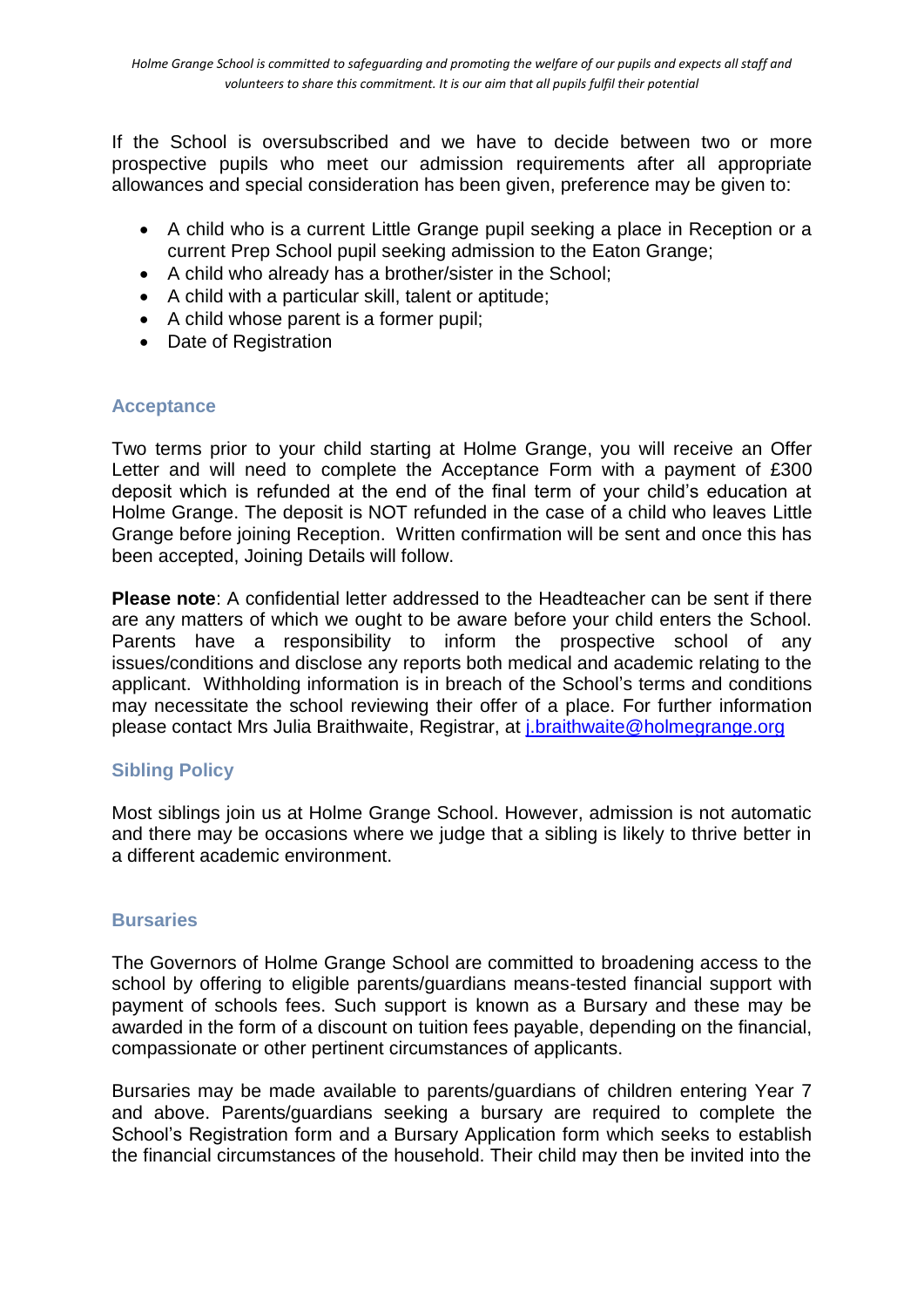If the School is oversubscribed and we have to decide between two or more prospective pupils who meet our admission requirements after all appropriate allowances and special consideration has been given, preference may be given to:

- A child who is a current Little Grange pupil seeking a place in Reception or a current Prep School pupil seeking admission to the Eaton Grange;
- A child who already has a brother/sister in the School;
- A child with a particular skill, talent or aptitude;
- A child whose parent is a former pupil;
- Date of Registration

## Acceptance

Two terms prior to your child starting at Holme Grange, you will receive an Offer Letter and will need to complete the Acceptance Form with a payment of £300 deposit which is refunded at the end of the final term of your child's education at Holme Grange. The deposit is NOT refunded in the case of a child who leaves Little Grange before joining Reception. Written confirmation will be sent and once this has been accepted, Joining Details will follow.

**Please note**: A confidential letter addressed to the Headteacher can be sent if there are any matters of which we ought to be aware before your child enters the School. Parents have a responsibility to inform the prospective school of any issues/conditions and disclose any reports both medical and academic relating to the applicant. Withholding information is in breach of the School's terms and conditions may necessitate the school reviewing their offer of a place. For further information please contact Mrs Julia Braithwaite, Registrar, at j.braithwaite@holmegrange.org

## Sibling Policy

Most siblings join us at Holme Grange School. However, admission is not automatic and there may be occasions where we judge that a sibling is likely to thrive better in a different academic environment.

## Bursaries

The Governors of Holme Grange School are committed to broadening access to the school by offering to eligible parents/guardians means-tested financial support with payment of schools fees. Such support is known as a Bursary and these may be awarded in the form of a discount on tuition fees payable, depending on the financial, compassionate or other pertinent circumstances of applicants.

Bursaries may be made available to parents/guardians of children entering Year 7 and above. Parents/guardians seeking a bursary are required to complete the School's Registration form and a Bursary Application form which seeks to establish the financial circumstances of the household. Their child may then be invited into the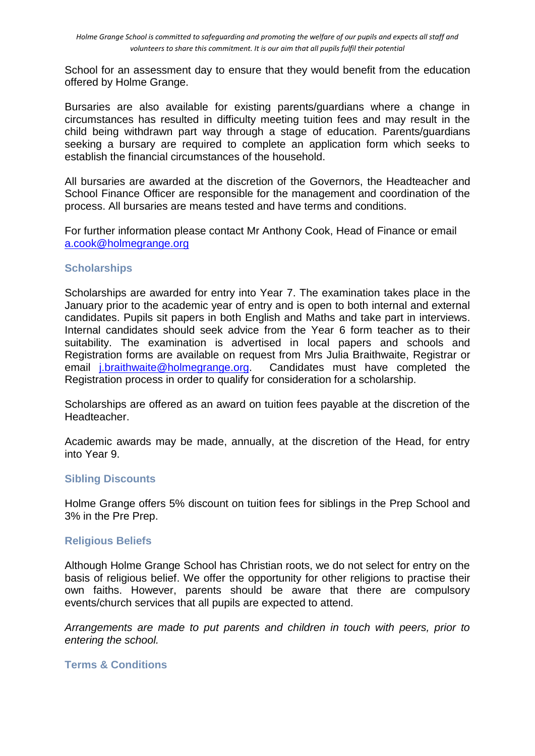School for an assessment day to ensure that they would benefit from the education offered by Holme Grange.

Bursaries are also available for existing parents/guardians where a change in circumstances has resulted in difficulty meeting tuition fees and may result in the child being withdrawn part way through a stage of education. Parents/guardians seeking a bursary are required to complete an application form which seeks to establish the financial circumstances of the household.

All bursaries are awarded at the discretion of the Governors, the Headteacher and School Finance Officer are responsible for the management and coordination of the process. All bursaries are means tested and have terms and conditions.

For further information please contact Mr Anthony Cook, Head of Finance or email a.cook@holmegrange.org

### Scholarships

Scholarships are awarded for entry into Year 7. The examination takes place in the January prior to the academic year of entry and is open to both internal and external candidates. Pupils sit papers in both English and Maths and take part in interviews. Internal candidates should seek advice from the Year 6 form teacher as to their suitability. The examination is advertised in local papers and schools and Registration forms are available on request from Mrs Julia Braithwaite, Registrar or email j.braithwaite@holmegrange.org. Candidates must have completed the Registration process in order to qualify for consideration for a scholarship.

Scholarships are offered as an award on tuition fees payable at the discretion of the Headteacher.

Academic awards may be made, annually, at the discretion of the Head, for entry into Year 9.

### Sibling Discounts

Holme Grange offers 5% discount on tuition fees for siblings in the Prep School and 3% in the Pre Prep.

### Religious Beliefs

Although Holme Grange School has Christian roots, we do not select for entry on the basis of religious belief. We offer the opportunity for other religions to practise their own faiths. However, parents should be aware that there are compulsory events/church services that all pupils are expected to attend.

*Arrangements are made to put parents and children in touch with peers, prior to entering the school.*

### Terms & Conditions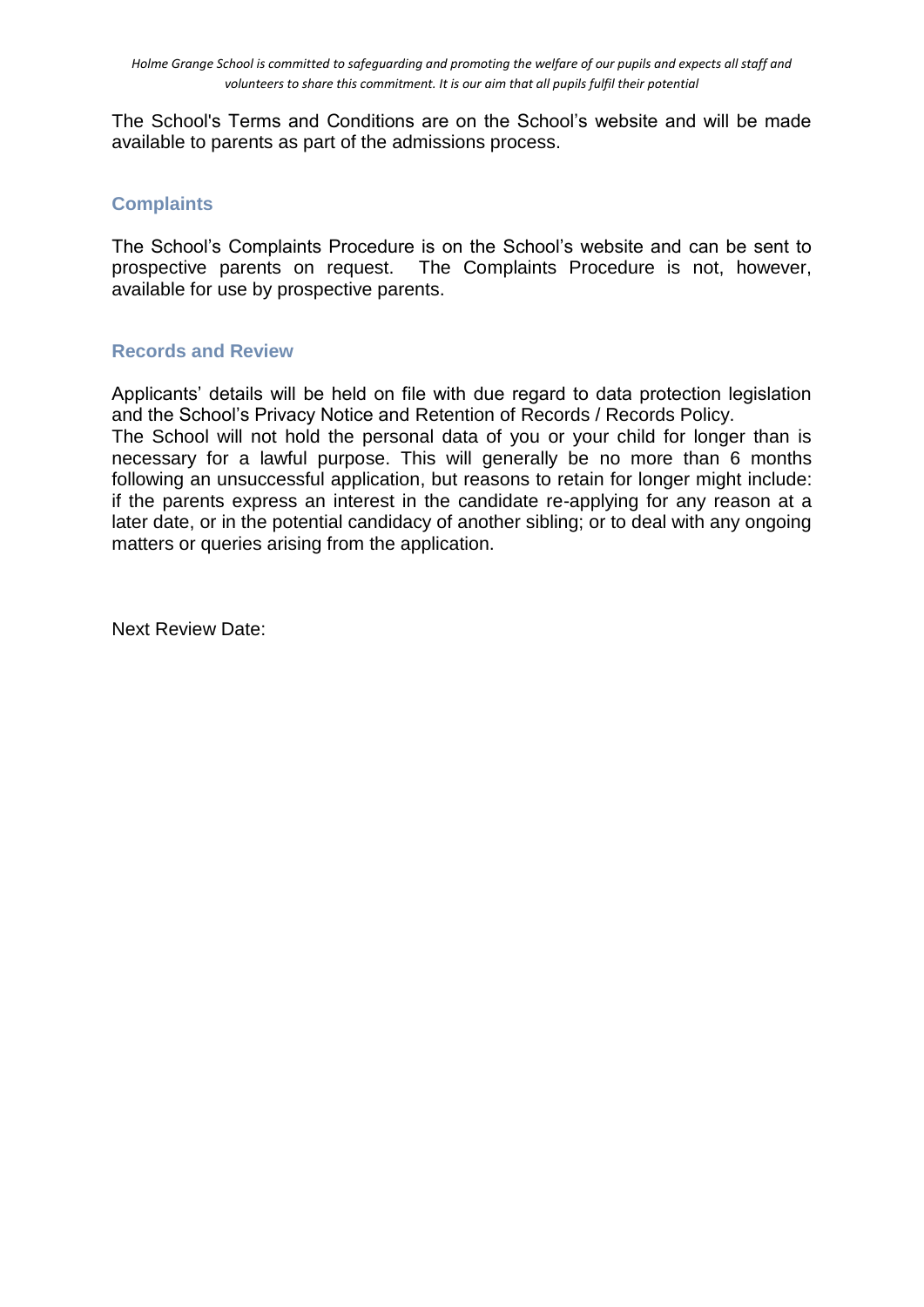The School's Terms and Conditions are on the School's website and will be made available to parents as part of the admissions process.

## Complaints

The School's Complaints Procedure is on the School's website and can be sent to prospective parents on request. The Complaints Procedure is not, however, available for use by prospective parents.

## Records and Review

Applicants' details will be held on file with due regard to data protection legislation and the School's Privacy Notice and Retention of Records / Records Policy.
The School will not hold the personal data of you or your child for longer than is necessary for a lawful purpose. This will generally be no more than 6 months following an unsuccessful application, but reasons to retain for longer might include: if the parents express an interest in the candidate re-applying for any reason at a later date, or in the potential candidacy of another sibling; or to deal with any ongoing matters or queries arising from the application.

Next Review Date: